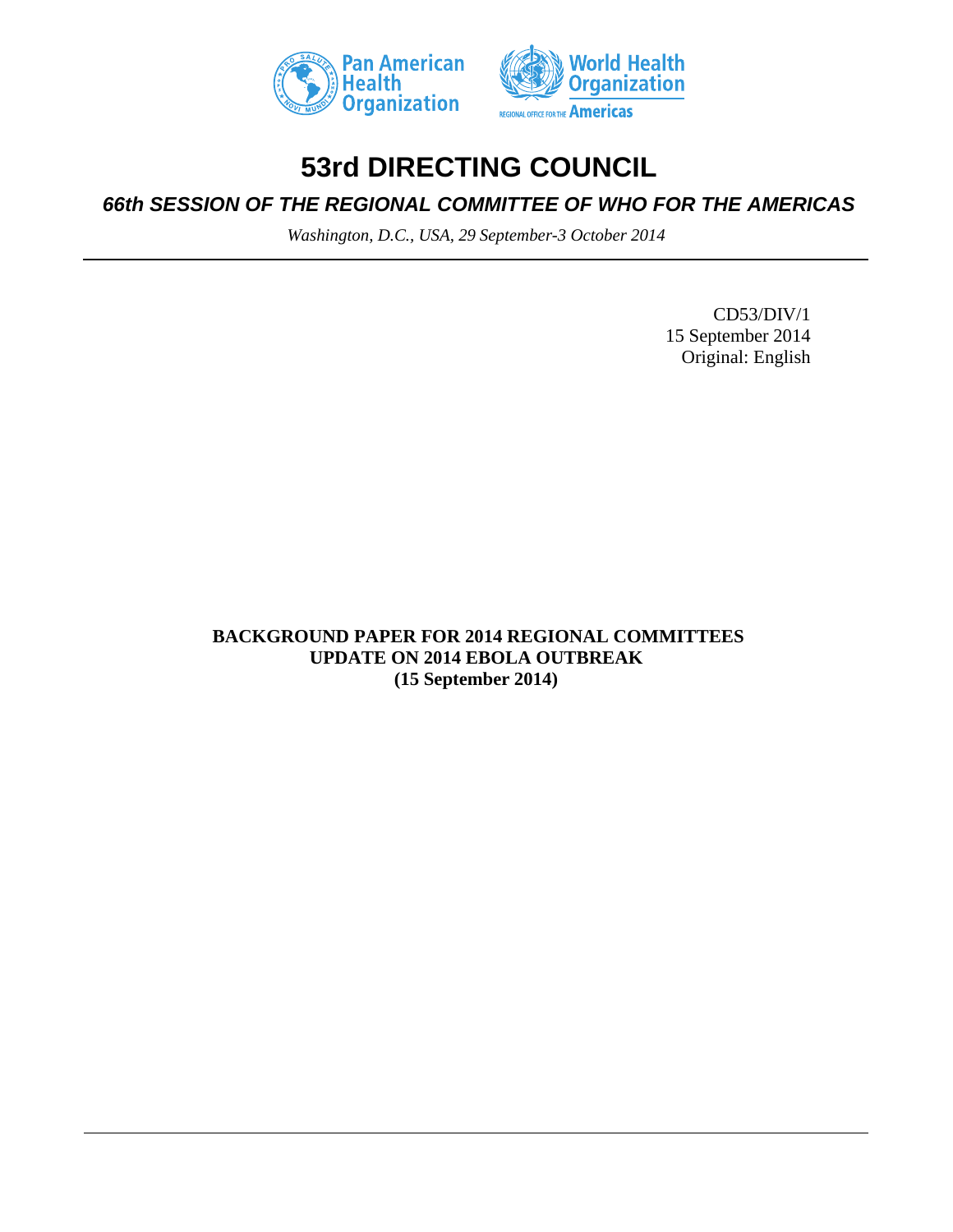Pan American Health Organization

World Health Organization

REGIONAL OFFICE FOR THE Americas

# 53rd DIRECTING COUNCIL

## *66th SESSION OF THE REGIONAL COMMITTEE OF WHO FOR THE AMERICAS*

*Washington, D.C., USA, 29 September-3 October 2014*

CD53/DIV/1
15 September 2014
Original: English

**BACKGROUND PAPER FOR 2014 REGIONAL COMMITTEES**
**UPDATE ON 2014 EBOLA OUTBREAK**
**(15 September 2014)**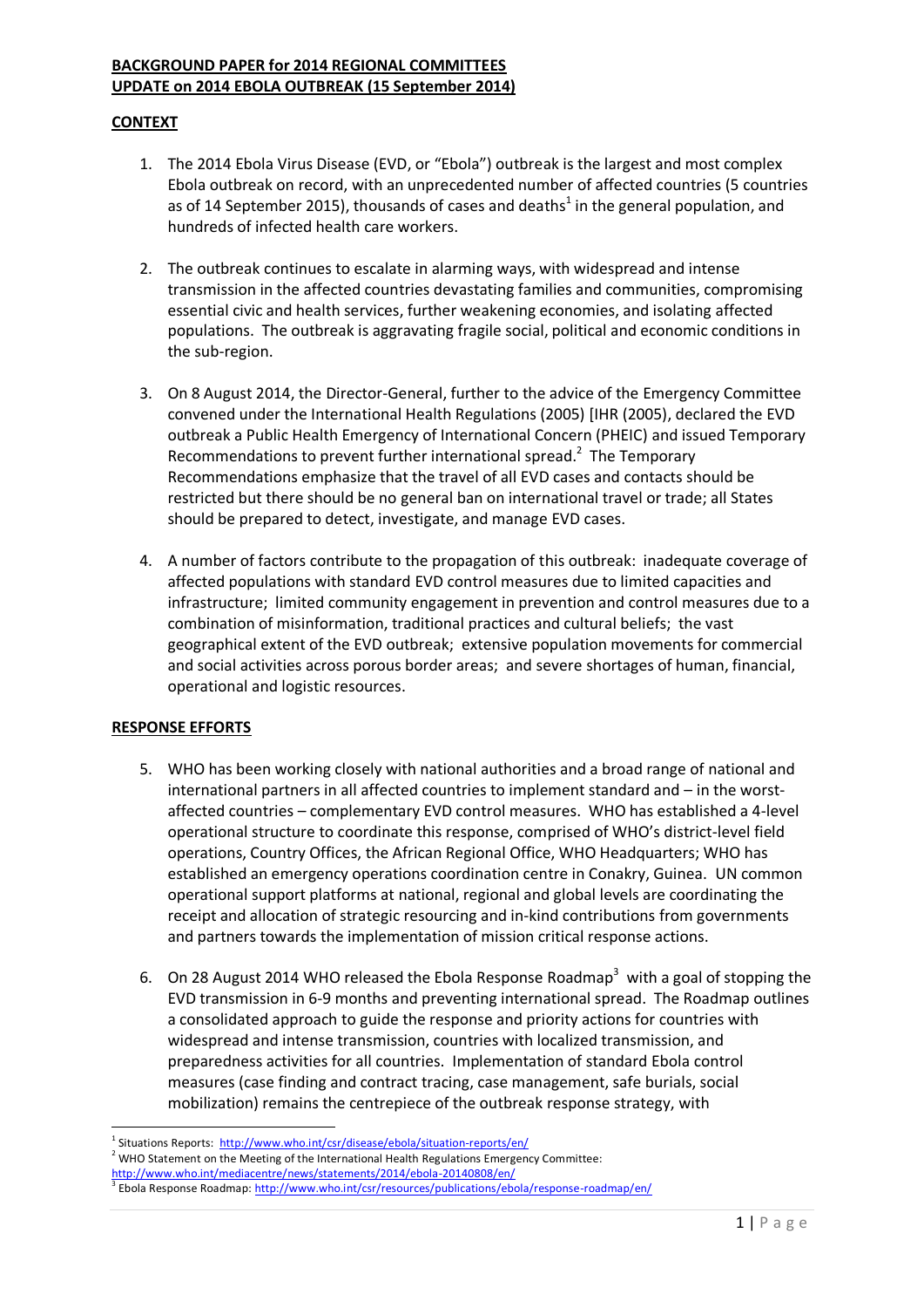**BACKGROUND PAPER for 2014 REGIONAL COMMITTEES**
**UPDATE on 2014 EBOLA OUTBREAK (15 September 2014)**

## CONTEXT

1. The 2014 Ebola Virus Disease (EVD, or "Ebola") outbreak is the largest and most complex Ebola outbreak on record, with an unprecedented number of affected countries (5 countries as of 14 September 2015), thousands of cases and deaths[1] in the general population, and hundreds of infected health care workers.

2. The outbreak continues to escalate in alarming ways, with widespread and intense transmission in the affected countries devastating families and communities, compromising essential civic and health services, further weakening economies, and isolating affected populations. The outbreak is aggravating fragile social, political and economic conditions in the sub-region.

3. On 8 August 2014, the Director-General, further to the advice of the Emergency Committee convened under the International Health Regulations (2005) [IHR (2005), declared the EVD outbreak a Public Health Emergency of International Concern (PHEIC) and issued Temporary Recommendations to prevent further international spread.[2] The Temporary Recommendations emphasize that the travel of all EVD cases and contacts should be restricted but there should be no general ban on international travel or trade; all States should be prepared to detect, investigate, and manage EVD cases.

4. A number of factors contribute to the propagation of this outbreak: inadequate coverage of affected populations with standard EVD control measures due to limited capacities and infrastructure; limited community engagement in prevention and control measures due to a combination of misinformation, traditional practices and cultural beliefs; the vast geographical extent of the EVD outbreak; extensive population movements for commercial and social activities across porous border areas; and severe shortages of human, financial, operational and logistic resources.

## RESPONSE EFFORTS

5. WHO has been working closely with national authorities and a broad range of national and international partners in all affected countries to implement standard and – in the worst-affected countries – complementary EVD control measures. WHO has established a 4-level operational structure to coordinate this response, comprised of WHO's district-level field operations, Country Offices, the African Regional Office, WHO Headquarters; WHO has established an emergency operations coordination centre in Conakry, Guinea. UN common operational support platforms at national, regional and global levels are coordinating the receipt and allocation of strategic resourcing and in-kind contributions from governments and partners towards the implementation of mission critical response actions.

6. On 28 August 2014 WHO released the Ebola Response Roadmap[3] with a goal of stopping the EVD transmission in 6-9 months and preventing international spread. The Roadmap outlines a consolidated approach to guide the response and priority actions for countries with widespread and intense transmission, countries with localized transmission, and preparedness activities for all countries. Implementation of standard Ebola control measures (case finding and contract tracing, case management, safe burials, social mobilization) remains the centrepiece of the outbreak response strategy, with

---

[1] Situations Reports: http://www.who.int/csr/disease/ebola/situation-reports/en/

[2] WHO Statement on the Meeting of the International Health Regulations Emergency Committee: http://www.who.int/mediacentre/news/statements/2014/ebola-20140808/en/

[3] Ebola Response Roadmap: http://www.who.int/csr/resources/publications/ebola/response-roadmap/en/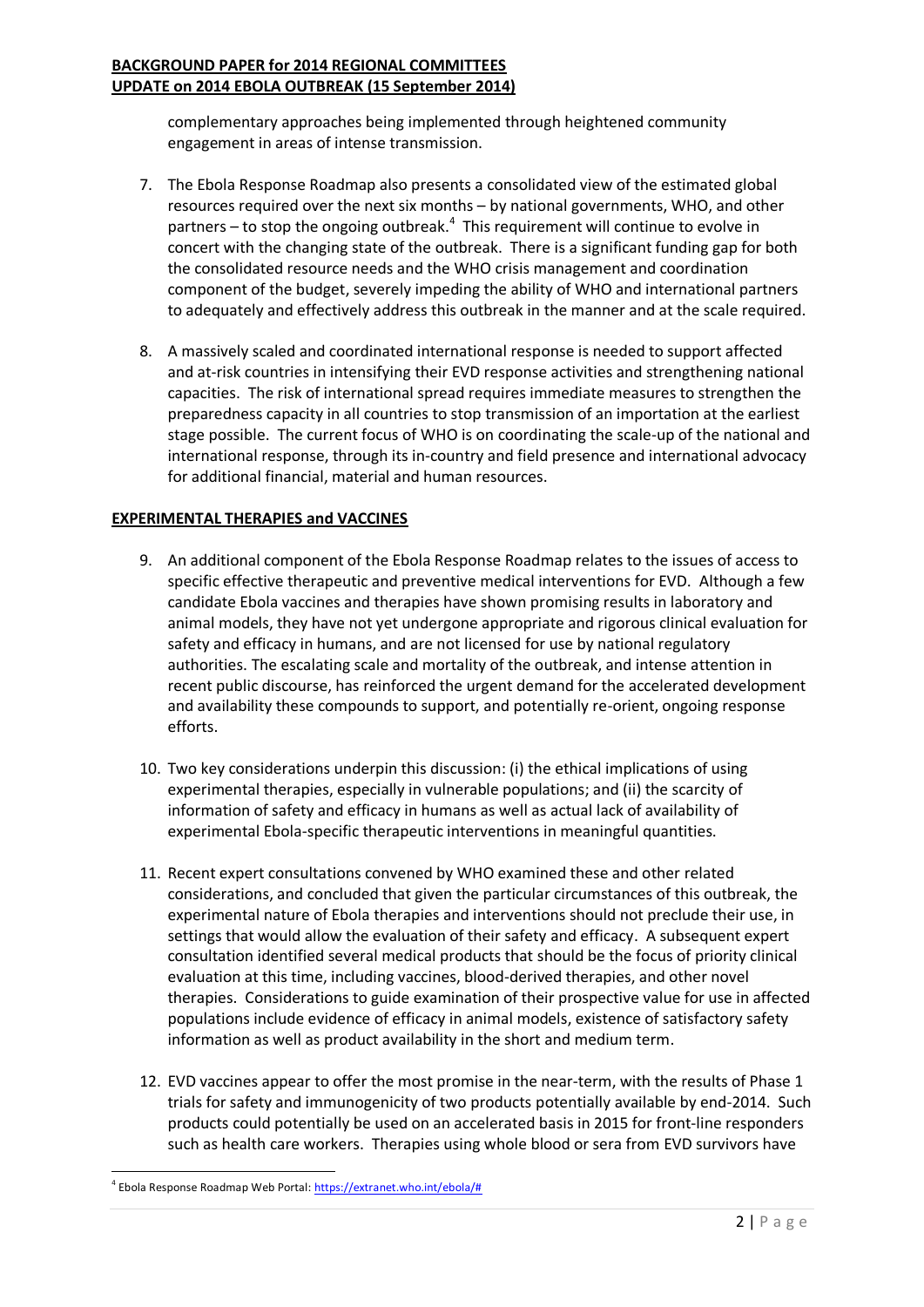complementary approaches being implemented through heightened community engagement in areas of intense transmission.

7. The Ebola Response Roadmap also presents a consolidated view of the estimated global resources required over the next six months – by national governments, WHO, and other partners – to stop the ongoing outbreak.[4] This requirement will continue to evolve in concert with the changing state of the outbreak. There is a significant funding gap for both the consolidated resource needs and the WHO crisis management and coordination component of the budget, severely impeding the ability of WHO and international partners to adequately and effectively address this outbreak in the manner and at the scale required.

8. A massively scaled and coordinated international response is needed to support affected and at-risk countries in intensifying their EVD response activities and strengthening national capacities. The risk of international spread requires immediate measures to strengthen the preparedness capacity in all countries to stop transmission of an importation at the earliest stage possible. The current focus of WHO is on coordinating the scale-up of the national and international response, through its in-country and field presence and international advocacy for additional financial, material and human resources.

## EXPERIMENTAL THERAPIES and VACCINES

9. An additional component of the Ebola Response Roadmap relates to the issues of access to specific effective therapeutic and preventive medical interventions for EVD. Although a few candidate Ebola vaccines and therapies have shown promising results in laboratory and animal models, they have not yet undergone appropriate and rigorous clinical evaluation for safety and efficacy in humans, and are not licensed for use by national regulatory authorities. The escalating scale and mortality of the outbreak, and intense attention in recent public discourse, has reinforced the urgent demand for the accelerated development and availability these compounds to support, and potentially re-orient, ongoing response efforts.

10. Two key considerations underpin this discussion: (i) the ethical implications of using experimental therapies, especially in vulnerable populations; and (ii) the scarcity of information of safety and efficacy in humans as well as actual lack of availability of experimental Ebola-specific therapeutic interventions in meaningful quantities.

11. Recent expert consultations convened by WHO examined these and other related considerations, and concluded that given the particular circumstances of this outbreak, the experimental nature of Ebola therapies and interventions should not preclude their use, in settings that would allow the evaluation of their safety and efficacy. A subsequent expert consultation identified several medical products that should be the focus of priority clinical evaluation at this time, including vaccines, blood-derived therapies, and other novel therapies. Considerations to guide examination of their prospective value for use in affected populations include evidence of efficacy in animal models, existence of satisfactory safety information as well as product availability in the short and medium term.

12. EVD vaccines appear to offer the most promise in the near-term, with the results of Phase 1 trials for safety and immunogenicity of two products potentially available by end-2014. Such products could potentially be used on an accelerated basis in 2015 for front-line responders such as health care workers. Therapies using whole blood or sera from EVD survivors have

[4] Ebola Response Roadmap Web Portal: https://extranet.who.int/ebola/#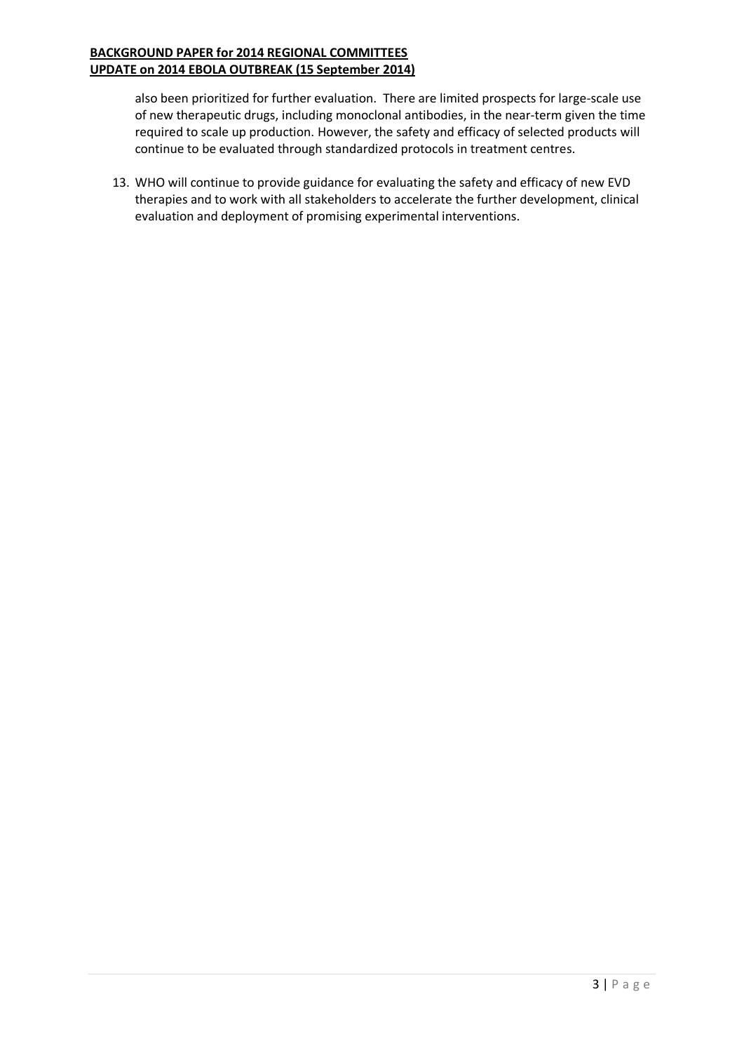also been prioritized for further evaluation. There are limited prospects for large-scale use of new therapeutic drugs, including monoclonal antibodies, in the near-term given the time required to scale up production. However, the safety and efficacy of selected products will continue to be evaluated through standardized protocols in treatment centres.

13. WHO will continue to provide guidance for evaluating the safety and efficacy of new EVD therapies and to work with all stakeholders to accelerate the further development, clinical evaluation and deployment of promising experimental interventions.